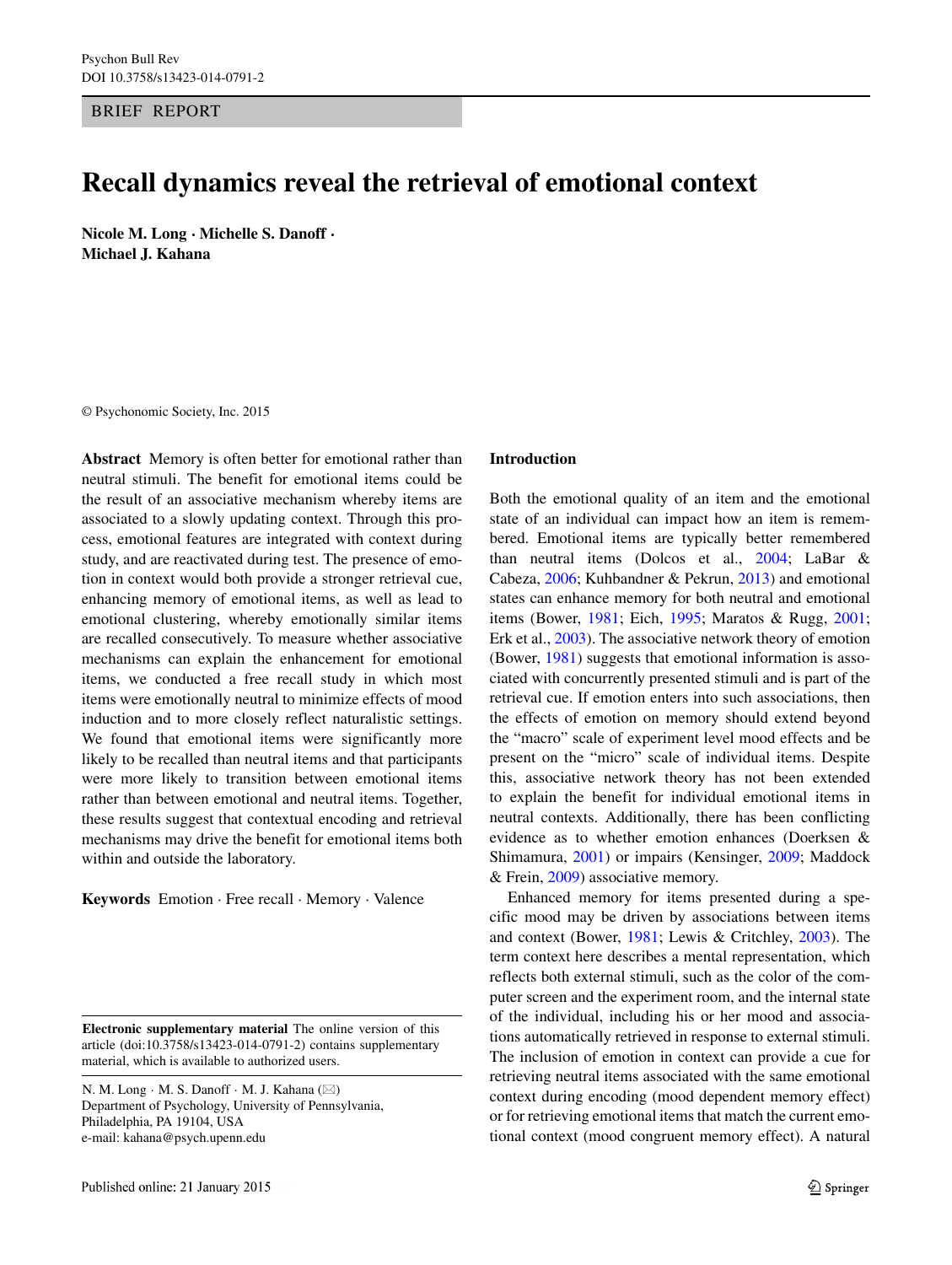BRIEF REPORT

# Recall dynamics reveal the retrieval of emotional context

**Nicole M. Long · Michelle S. Danoff · Michael J. Kahana**

© Psychonomic Society, Inc. 2015

**Abstract** Memory is often better for emotional rather than neutral stimuli. The benefit for emotional items could be the result of an associative mechanism whereby items are associated to a slowly updating context. Through this process, emotional features are integrated with context during study, and are reactivated during test. The presence of emotion in context would both provide a stronger retrieval cue, enhancing memory of emotional items, as well as lead to emotional clustering, whereby emotionally similar items are recalled consecutively. To measure whether associative mechanisms can explain the enhancement for emotional items, we conducted a free recall study in which most items were emotionally neutral to minimize effects of mood induction and to more closely reflect naturalistic settings. We found that emotional items were significantly more likely to be recalled than neutral items and that participants were more likely to transition between emotional items rather than between emotional and neutral items. Together, these results suggest that contextual encoding and retrieval mechanisms may drive the benefit for emotional items both within and outside the laboratory.

**Keywords** Emotion · Free recall · Memory · Valence

**Electronic supplementary material** The online version of this article (doi:10.3758/s13423-014-0791-2) contains supplementary material, which is available to authorized users.

N. M. Long · M. S. Danoff · M. J. Kahana (✉)
Department of Psychology, University of Pennsylvania, Philadelphia, PA 19104, USA
e-mail: kahana@psych.upenn.edu

## Introduction

Both the emotional quality of an item and the emotional state of an individual can impact how an item is remembered. Emotional items are typically better remembered than neutral items (Dolcos et al., 2004; LaBar & Cabeza, 2006; Kuhbandner & Pekrun, 2013) and emotional states can enhance memory for both neutral and emotional items (Bower, 1981; Eich, 1995; Maratos & Rugg, 2001; Erk et al., 2003). The associative network theory of emotion (Bower, 1981) suggests that emotional information is associated with concurrently presented stimuli and is part of the retrieval cue. If emotion enters into such associations, then the effects of emotion on memory should extend beyond the "macro" scale of experiment level mood effects and be present on the "micro" scale of individual items. Despite this, associative network theory has not been extended to explain the benefit for individual emotional items in neutral contexts. Additionally, there has been conflicting evidence as to whether emotion enhances (Doerksen & Shimamura, 2001) or impairs (Kensinger, 2009; Maddock & Frein, 2009) associative memory.

Enhanced memory for items presented during a specific mood may be driven by associations between items and context (Bower, 1981; Lewis & Critchley, 2003). The term context here describes a mental representation, which reflects both external stimuli, such as the color of the computer screen and the experiment room, and the internal state of the individual, including his or her mood and associations automatically retrieved in response to external stimuli. The inclusion of emotion in context can provide a cue for retrieving neutral items associated with the same emotional context during encoding (mood dependent memory effect) or for retrieving emotional items that match the current emotional context (mood congruent memory effect). A natural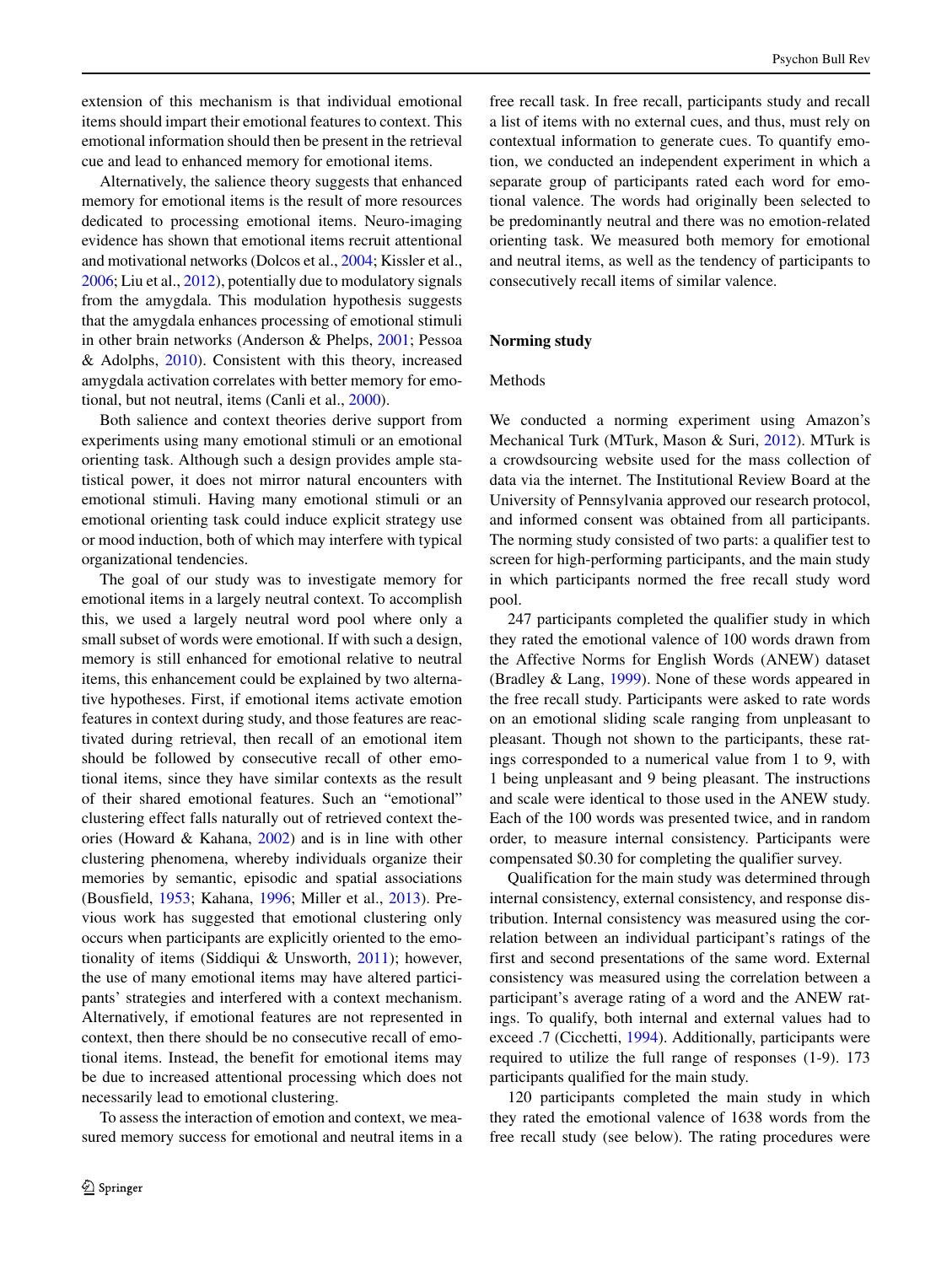extension of this mechanism is that individual emotional items should impart their emotional features to context. This emotional information should then be present in the retrieval cue and lead to enhanced memory for emotional items.

Alternatively, the salience theory suggests that enhanced memory for emotional items is the result of more resources dedicated to processing emotional items. Neuro-imaging evidence has shown that emotional items recruit attentional and motivational networks (Dolcos et al., 2004; Kissler et al., 2006; Liu et al., 2012), potentially due to modulatory signals from the amygdala. This modulation hypothesis suggests that the amygdala enhances processing of emotional stimuli in other brain networks (Anderson & Phelps, 2001; Pessoa & Adolphs, 2010). Consistent with this theory, increased amygdala activation correlates with better memory for emotional, but not neutral, items (Canli et al., 2000).

Both salience and context theories derive support from experiments using many emotional stimuli or an emotional orienting task. Although such a design provides ample statistical power, it does not mirror natural encounters with emotional stimuli. Having many emotional stimuli or an emotional orienting task could induce explicit strategy use or mood induction, both of which may interfere with typical organizational tendencies.

The goal of our study was to investigate memory for emotional items in a largely neutral context. To accomplish this, we used a largely neutral word pool where only a small subset of words were emotional. If with such a design, memory is still enhanced for emotional relative to neutral items, this enhancement could be explained by two alternative hypotheses. First, if emotional items activate emotion features in context during study, and those features are reactivated during retrieval, then recall of an emotional item should be followed by consecutive recall of other emotional items, since they have similar contexts as the result of their shared emotional features. Such an "emotional" clustering effect falls naturally out of retrieved context theories (Howard & Kahana, 2002) and is in line with other clustering phenomena, whereby individuals organize their memories by semantic, episodic and spatial associations (Bousfield, 1953; Kahana, 1996; Miller et al., 2013). Previous work has suggested that emotional clustering only occurs when participants are explicitly oriented to the emotionality of items (Siddiqui & Unsworth, 2011); however, the use of many emotional items may have altered participants' strategies and interfered with a context mechanism. Alternatively, if emotional features are not represented in context, then there should be no consecutive recall of emotional items. Instead, the benefit for emotional items may be due to increased attentional processing which does not necessarily lead to emotional clustering.

To assess the interaction of emotion and context, we measured memory success for emotional and neutral items in a free recall task. In free recall, participants study and recall a list of items with no external cues, and thus, must rely on contextual information to generate cues. To quantify emotion, we conducted an independent experiment in which a separate group of participants rated each word for emotional valence. The words had originally been selected to be predominantly neutral and there was no emotion-related orienting task. We measured both memory for emotional and neutral items, as well as the tendency of participants to consecutively recall items of similar valence.

## Norming study

### Methods

We conducted a norming experiment using Amazon's Mechanical Turk (MTurk, Mason & Suri, 2012). MTurk is a crowdsourcing website used for the mass collection of data via the internet. The Institutional Review Board at the University of Pennsylvania approved our research protocol, and informed consent was obtained from all participants. The norming study consisted of two parts: a qualifier test to screen for high-performing participants, and the main study in which participants normed the free recall study word pool.

247 participants completed the qualifier study in which they rated the emotional valence of 100 words drawn from the Affective Norms for English Words (ANEW) dataset (Bradley & Lang, 1999). None of these words appeared in the free recall study. Participants were asked to rate words on an emotional sliding scale ranging from unpleasant to pleasant. Though not shown to the participants, these ratings corresponded to a numerical value from 1 to 9, with 1 being unpleasant and 9 being pleasant. The instructions and scale were identical to those used in the ANEW study. Each of the 100 words was presented twice, and in random order, to measure internal consistency. Participants were compensated \$0.30 for completing the qualifier survey.

Qualification for the main study was determined through internal consistency, external consistency, and response distribution. Internal consistency was measured using the correlation between an individual participant's ratings of the first and second presentations of the same word. External consistency was measured using the correlation between a participant's average rating of a word and the ANEW ratings. To qualify, both internal and external values had to exceed .7 (Cicchetti, 1994). Additionally, participants were required to utilize the full range of responses (1-9). 173 participants qualified for the main study.

120 participants completed the main study in which they rated the emotional valence of 1638 words from the free recall study (see below). The rating procedures were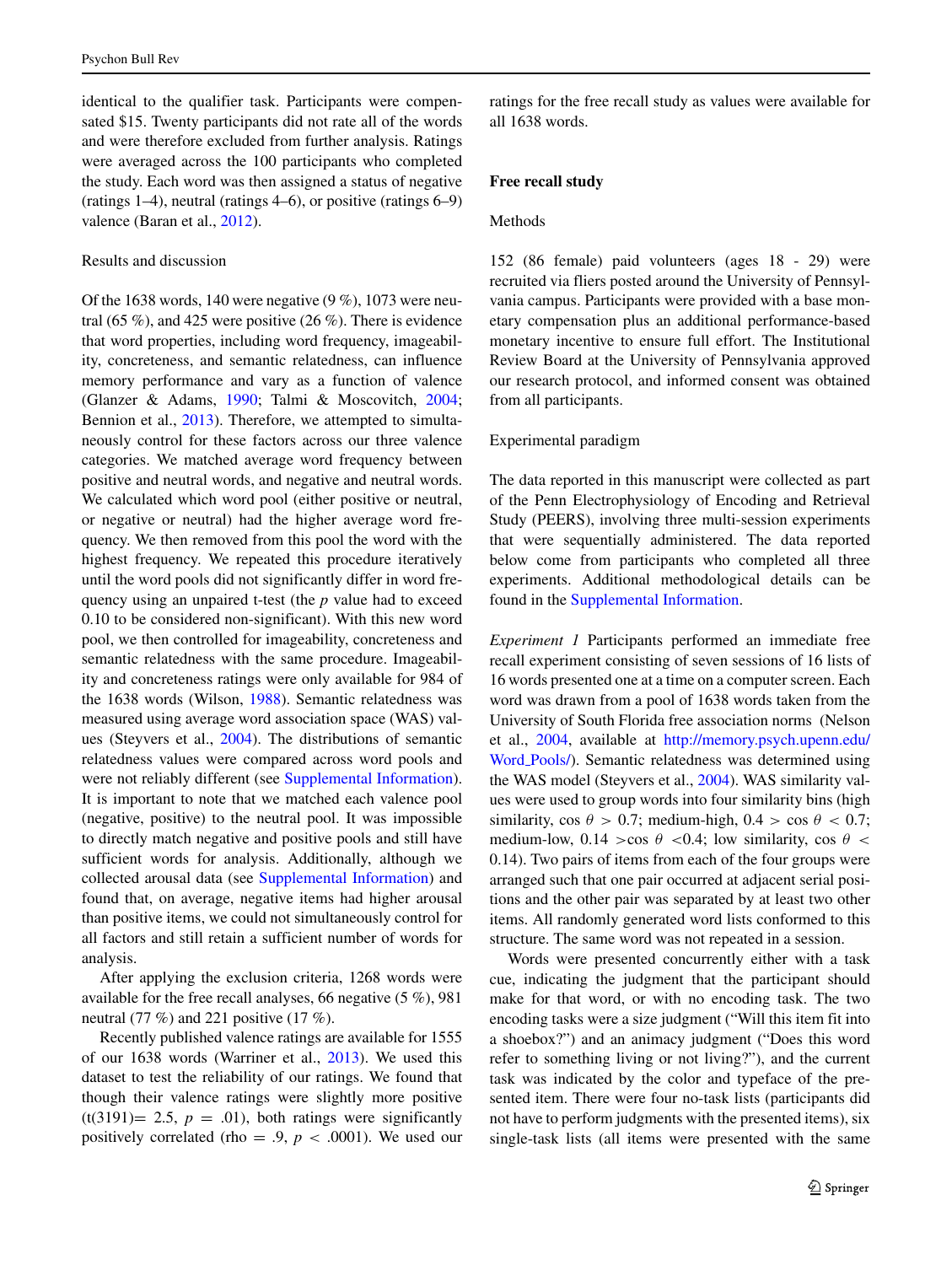identical to the qualifier task. Participants were compensated $15. Twenty participants did not rate all of the words and were therefore excluded from further analysis. Ratings were averaged across the 100 participants who completed the study. Each word was then assigned a status of negative (ratings 1–4), neutral (ratings 4–6), or positive (ratings 6–9) valence (Baran et al., 2012).

### Results and discussion

Of the 1638 words, 140 were negative (9 %), 1073 were neutral (65 %), and 425 were positive (26 %). There is evidence that word properties, including word frequency, imageability, concreteness, and semantic relatedness, can influence memory performance and vary as a function of valence (Glanzer & Adams, 1990; Talmi & Moscovitch, 2004; Bennion et al., 2013). Therefore, we attempted to simultaneously control for these factors across our three valence categories. We matched average word frequency between positive and neutral words, and negative and neutral words. We calculated which word pool (either positive or neutral, or negative or neutral) had the higher average word frequency. We then removed from this pool the word with the highest frequency. We repeated this procedure iteratively until the word pools did not significantly differ in word frequency using an unpaired t-test (the $p$ value had to exceed 0.10 to be considered non-significant). With this new word pool, we then controlled for imageability, concreteness and semantic relatedness with the same procedure. Imageability and concreteness ratings were only available for 984 of the 1638 words (Wilson, 1988). Semantic relatedness was measured using average word association space (WAS) values (Steyvers et al., 2004). The distributions of semantic relatedness values were compared across word pools and were not reliably different (see Supplemental Information). It is important to note that we matched each valence pool (negative, positive) to the neutral pool. It was impossible to directly match negative and positive pools and still have sufficient words for analysis. Additionally, although we collected arousal data (see Supplemental Information) and found that, on average, negative items had higher arousal than positive items, we could not simultaneously control for all factors and still retain a sufficient number of words for analysis.

After applying the exclusion criteria, 1268 words were available for the free recall analyses, 66 negative (5 %), 981 neutral (77 %) and 221 positive (17 %).

Recently published valence ratings are available for 1555 of our 1638 words (Warriner et al., 2013). We used this dataset to test the reliability of our ratings. We found that though their valence ratings were slightly more positive ($t(3191) = 2.5$, $p = .01$), both ratings were significantly positively correlated ($\rho = .9$, $p < .0001$). We used our ratings for the free recall study as values were available for all 1638 words.

## Free recall study

### Methods

152 (86 female) paid volunteers (ages 18 - 29) were recruited via fliers posted around the University of Pennsylvania campus. Participants were provided with a base monetary compensation plus an additional performance-based monetary incentive to ensure full effort. The Institutional Review Board at the University of Pennsylvania approved our research protocol, and informed consent was obtained from all participants.

### Experimental paradigm

The data reported in this manuscript were collected as part of the Penn Electrophysiology of Encoding and Retrieval Study (PEERS), involving three multi-session experiments that were sequentially administered. The data reported below come from participants who completed all three experiments. Additional methodological details can be found in the Supplemental Information.

*Experiment 1* Participants performed an immediate free recall experiment consisting of seven sessions of 16 lists of 16 words presented one at a time on a computer screen. Each word was drawn from a pool of 1638 words taken from the University of South Florida free association norms (Nelson et al., 2004, available at http://memory.psych.upenn.edu/Word_Pools/). Semantic relatedness was determined using the WAS model (Steyvers et al., 2004). WAS similarity values were used to group words into four similarity bins (high similarity, $\cos\theta > 0.7$; medium-high, $0.4 > \cos\theta < 0.7$; medium-low, $0.14 > \cos\theta < 0.4$; low similarity, $\cos\theta < 0.14$). Two pairs of items from each of the four groups were arranged such that one pair occurred at adjacent serial positions and the other pair was separated by at least two other items. All randomly generated word lists conformed to this structure. The same word was not repeated in a session.

Words were presented concurrently either with a task cue, indicating the judgment that the participant should make for that word, or with no encoding task. The two encoding tasks were a size judgment ("Will this item fit into a shoebox?") and an animacy judgment ("Does this word refer to something living or not living?"), and the current task was indicated by the color and typeface of the presented item. There were four no-task lists (participants did not have to perform judgments with the presented items), six single-task lists (all items were presented with the same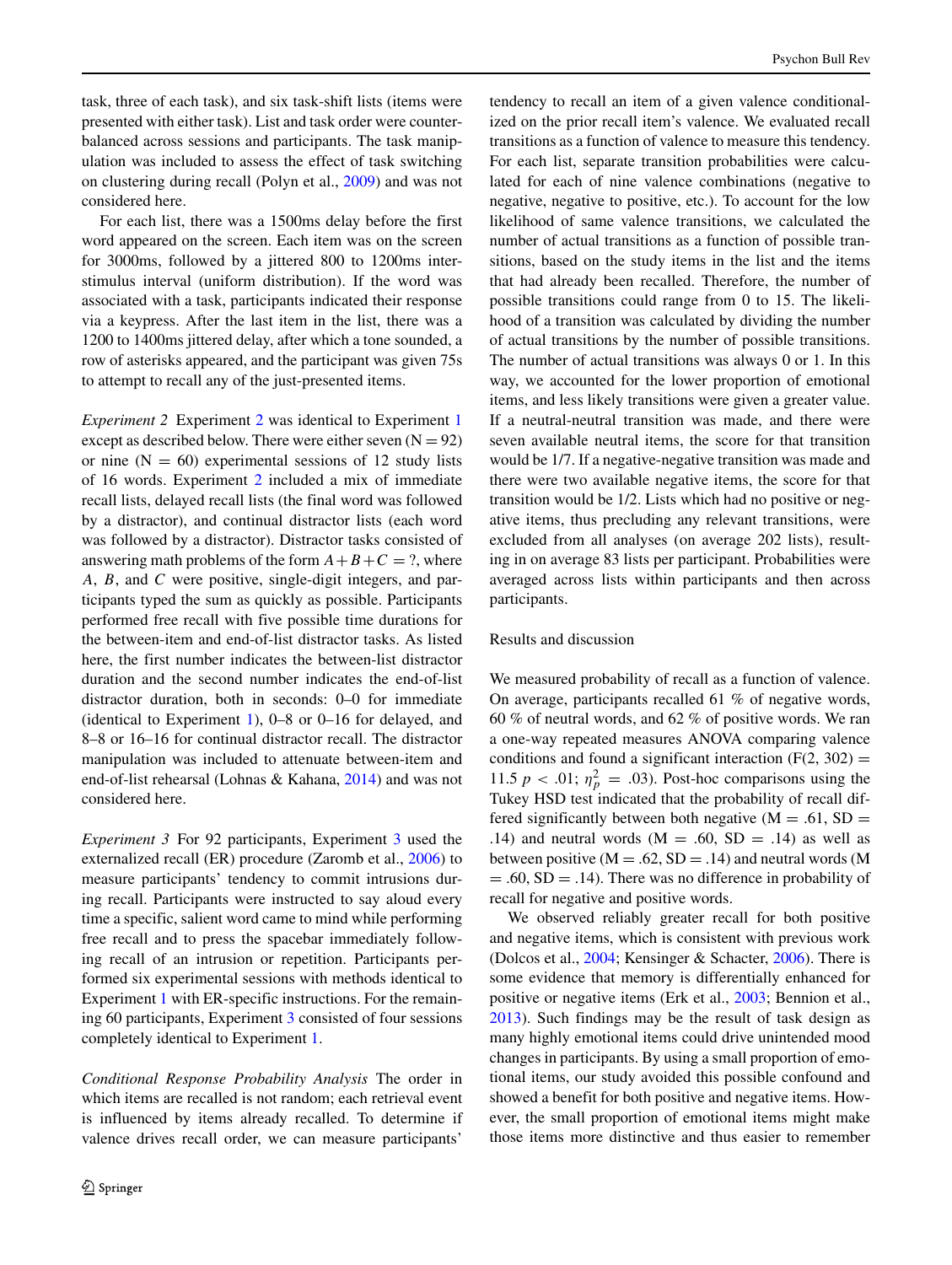task, three of each task), and six task-shift lists (items were presented with either task). List and task order were counterbalanced across sessions and participants. The task manipulation was included to assess the effect of task switching on clustering during recall (Polyn et al., 2009) and was not considered here.

For each list, there was a 1500ms delay before the first word appeared on the screen. Each item was on the screen for 3000ms, followed by a jittered 800 to 1200ms interstimulus interval (uniform distribution). If the word was associated with a task, participants indicated their response via a keypress. After the last item in the list, there was a 1200 to 1400ms jittered delay, after which a tone sounded, a row of asterisks appeared, and the participant was given 75s to attempt to recall any of the just-presented items.

*Experiment 2* Experiment 2 was identical to Experiment 1 except as described below. There were either seven (N = 92) or nine (N = 60) experimental sessions of 12 study lists of 16 words. Experiment 2 included a mix of immediate recall lists, delayed recall lists (the final word was followed by a distractor), and continual distractor lists (each word was followed by a distractor). Distractor tasks consisted of answering math problems of the form $A+B+C=?$, where $A$, $B$, and $C$ were positive, single-digit integers, and participants typed the sum as quickly as possible. Participants performed free recall with five possible time durations for the between-item and end-of-list distractor tasks. As listed here, the first number indicates the between-list distractor duration and the second number indicates the end-of-list distractor duration, both in seconds: 0–0 for immediate (identical to Experiment 1), 0–8 or 0–16 for delayed, and 8–8 or 16–16 for continual distractor recall. The distractor manipulation was included to attenuate between-item and end-of-list rehearsal (Lohnas & Kahana, 2014) and was not considered here.

*Experiment 3* For 92 participants, Experiment 3 used the externalized recall (ER) procedure (Zaromb et al., 2006) to measure participants' tendency to commit intrusions during recall. Participants were instructed to say aloud every time a specific, salient word came to mind while performing free recall and to press the spacebar immediately following recall of an intrusion or repetition. Participants performed six experimental sessions with methods identical to Experiment 1 with ER-specific instructions. For the remaining 60 participants, Experiment 3 consisted of four sessions completely identical to Experiment 1.

*Conditional Response Probability Analysis* The order in which items are recalled is not random; each retrieval event is influenced by items already recalled. To determine if valence drives recall order, we can measure participants' tendency to recall an item of a given valence conditionalized on the prior recall item's valence. We evaluated recall transitions as a function of valence to measure this tendency. For each list, separate transition probabilities were calculated for each of nine valence combinations (negative to negative, negative to positive, etc.). To account for the low likelihood of same valence transitions, we calculated the number of actual transitions as a function of possible transitions, based on the study items in the list and the items that had already been recalled. Therefore, the number of possible transitions could range from 0 to 15. The likelihood of a transition was calculated by dividing the number of actual transitions by the number of possible transitions. The number of actual transitions was always 0 or 1. In this way, we accounted for the lower proportion of emotional items, and less likely transitions were given a greater value. If a neutral-neutral transition was made, and there were seven available neutral items, the score for that transition would be 1/7. If a negative-negative transition was made and there were two available negative items, the score for that transition would be 1/2. Lists which had no positive or negative items, thus precluding any relevant transitions, were excluded from all analyses (on average 202 lists), resulting in on average 83 lists per participant. Probabilities were averaged across lists within participants and then across participants.

### Results and discussion

We measured probability of recall as a function of valence. On average, participants recalled 61 % of negative words, 60 % of neutral words, and 62 % of positive words. We ran a one-way repeated measures ANOVA comparing valence conditions and found a significant interaction ($F(2, 302) = 11.5$ $p < .01$; $\eta_p^2 = .03$). Post-hoc comparisons using the Tukey HSD test indicated that the probability of recall differed significantly between both negative (M = .61, SD = .14) and neutral words (M = .60, SD = .14) as well as between positive (M = .62, SD = .14) and neutral words (M = .60, SD = .14). There was no difference in probability of recall for negative and positive words.

We observed reliably greater recall for both positive and negative items, which is consistent with previous work (Dolcos et al., 2004; Kensinger & Schacter, 2006). There is some evidence that memory is differentially enhanced for positive or negative items (Erk et al., 2003; Bennion et al., 2013). Such findings may be the result of task design as many highly emotional items could drive unintended mood changes in participants. By using a small proportion of emotional items, our study avoided this possible confound and showed a benefit for both positive and negative items. However, the small proportion of emotional items might make those items more distinctive and thus easier to remember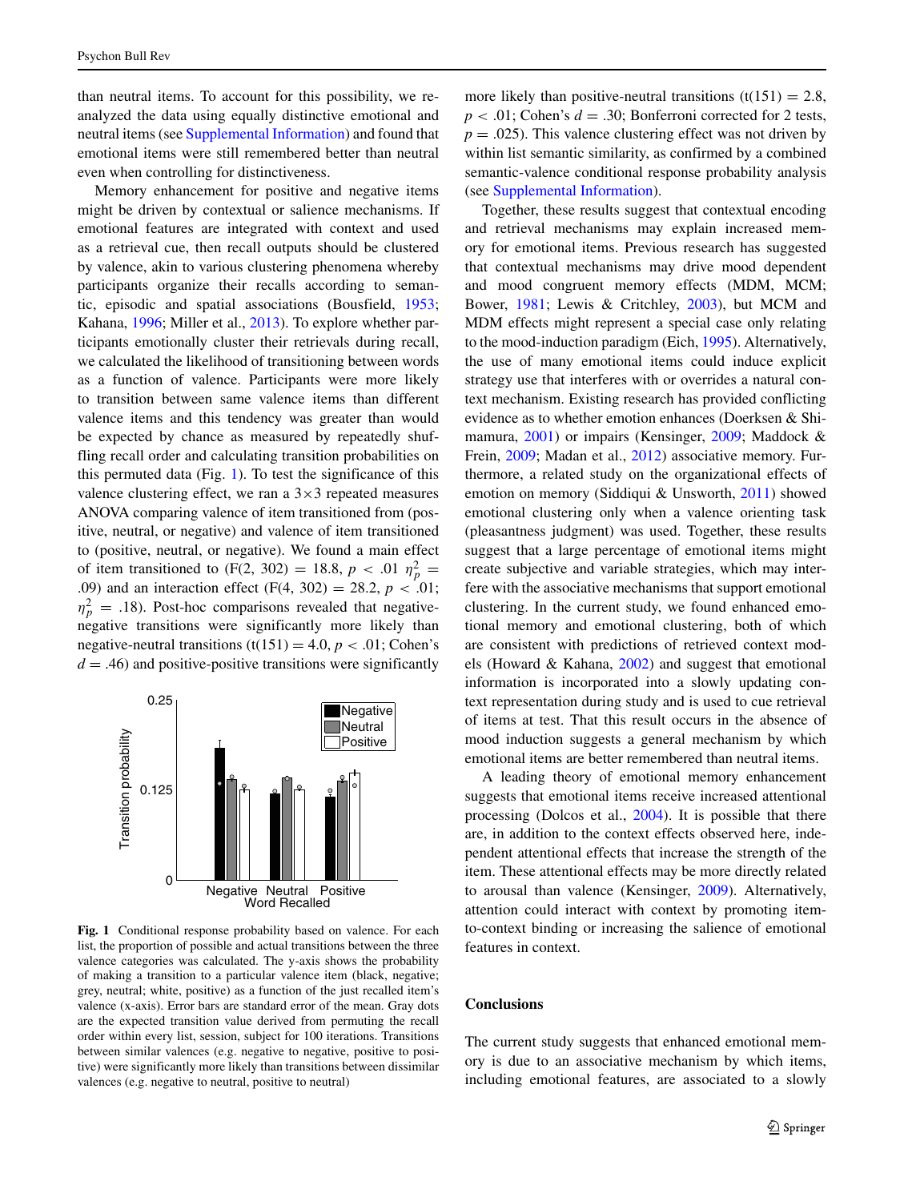than neutral items. To account for this possibility, we reanalyzed the data using equally distinctive emotional and neutral items (see Supplemental Information) and found that emotional items were still remembered better than neutral even when controlling for distinctiveness.

Memory enhancement for positive and negative items might be driven by contextual or salience mechanisms. If emotional features are integrated with context and used as a retrieval cue, then recall outputs should be clustered by valence, akin to various clustering phenomena whereby participants organize their recalls according to semantic, episodic and spatial associations (Bousfield, 1953; Kahana, 1996; Miller et al., 2013). To explore whether participants emotionally cluster their retrievals during recall, we calculated the likelihood of transitioning between words as a function of valence. Participants were more likely to transition between same valence items than different valence items and this tendency was greater than would be expected by chance as measured by repeatedly shuffling recall order and calculating transition probabilities on this permuted data (Fig. 1). To test the significance of this valence clustering effect, we ran a 3×3 repeated measures ANOVA comparing valence of item transitioned from (positive, neutral, or negative) and valence of item transitioned to (positive, neutral, or negative). We found a main effect of item transitioned to ($F(2, 302) = 18.8$, $p < .01$ $\eta_p^2 = .09$) and an interaction effect ($F(4, 302) = 28.2$, $p < .01$; $\eta_p^2 = .18$). Post-hoc comparisons revealed that negative-negative transitions were significantly more likely than negative-neutral transitions ($t(151) = 4.0$, $p < .01$; Cohen's $d = .46$) and positive-positive transitions were significantly more likely than positive-neutral transitions ($t(151) = 2.8$, $p < .01$; Cohen's $d = .30$; Bonferroni corrected for 2 tests, $p = .025$). This valence clustering effect was not driven by within list semantic similarity, as confirmed by a combined semantic-valence conditional response probability analysis (see Supplemental Information).

**Fig. 1** Conditional response probability based on valence. For each list, the proportion of possible and actual transitions between the three valence categories was calculated. The y-axis shows the probability of making a transition to a particular valence item (black, negative; grey, neutral; white, positive) as a function of the just recalled item's valence (x-axis). Error bars are standard error of the mean. Gray dots are the expected transition value derived from permuting the recall order within every list, session, subject for 100 iterations. Transitions between similar valences (e.g. negative to negative, positive to positive) were significantly more likely than transitions between dissimilar valences (e.g. negative to neutral, positive to neutral)

Together, these results suggest that contextual encoding and retrieval mechanisms may explain increased memory for emotional items. Previous research has suggested that contextual mechanisms may drive mood dependent and mood congruent memory effects (MDM, MCM; Bower, 1981; Lewis & Critchley, 2003), but MCM and MDM effects might represent a special case only relating to the mood-induction paradigm (Eich, 1995). Alternatively, the use of many emotional items could induce explicit strategy use that interferes with or overrides a natural context mechanism. Existing research has provided conflicting evidence as to whether emotion enhances (Doerksen & Shimamura, 2001) or impairs (Kensinger, 2009; Maddock & Frein, 2009; Madan et al., 2012) associative memory. Furthermore, a related study on the organizational effects of emotion on memory (Siddiqui & Unsworth, 2011) showed emotional clustering only when a valence orienting task (pleasantness judgment) was used. Together, these results suggest that a large percentage of emotional items might create subjective and variable strategies, which may interfere with the associative mechanisms that support emotional clustering. In the current study, we found enhanced emotional memory and emotional clustering, both of which are consistent with predictions of retrieved context models (Howard & Kahana, 2002) and suggest that emotional information is incorporated into a slowly updating context representation during study and is used to cue retrieval of items at test. That this result occurs in the absence of mood induction suggests a general mechanism by which emotional items are better remembered than neutral items.

A leading theory of emotional memory enhancement suggests that emotional items receive increased attentional processing (Dolcos et al., 2004). It is possible that there are, in addition to the context effects observed here, independent attentional effects that increase the strength of the item. These attentional effects may be more directly related to arousal than valence (Kensinger, 2009). Alternatively, attention could interact with context by promoting item-to-context binding or increasing the salience of emotional features in context.

## Conclusions

The current study suggests that enhanced emotional memory is due to an associative mechanism by which items, including emotional features, are associated to a slowly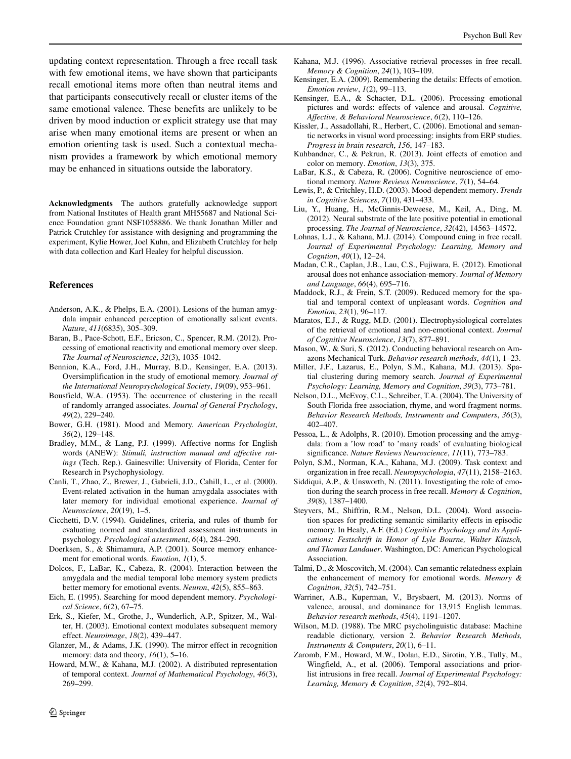updating context representation. Through a free recall task with few emotional items, we have shown that participants recall emotional items more often than neutral items and that participants consecutively recall or cluster items of the same emotional valence. These benefits are unlikely to be driven by mood induction or explicit strategy use that may arise when many emotional items are present or when an emotion orienting task is used. Such a contextual mechanism provides a framework by which emotional memory may be enhanced in situations outside the laboratory.

**Acknowledgments** The authors gratefully acknowledge support from National Institutes of Health grant MH55687 and National Science Foundation grant NSF1058886. We thank Jonathan Miller and Patrick Crutchley for assistance with designing and programming the experiment, Kylie Hower, Joel Kuhn, and Elizabeth Crutchley for help with data collection and Karl Healey for helpful discussion.

## References

Anderson, A.K., & Phelps, E.A. (2001). Lesions of the human amygdala impair enhanced perception of emotionally salient events. *Nature*, *411*(6835), 305–309.

Baran, B., Pace-Schott, E.F., Ericson, C., Spencer, R.M. (2012). Processing of emotional reactivity and emotional memory over sleep. *The Journal of Neuroscience*, *32*(3), 1035–1042.

Bennion, K.A., Ford, J.H., Murray, B.D., Kensinger, E.A. (2013). Oversimplification in the study of emotional memory. *Journal of the International Neuropsychological Society*, *19*(09), 953–961.

Bousfield, W.A. (1953). The occurrence of clustering in the recall of randomly arranged associates. *Journal of General Psychology*, *49*(2), 229–240.

Bower, G.H. (1981). Mood and Memory. *American Psychologist*, *36*(2), 129–148.

Bradley, M.M., & Lang, P.J. (1999). Affective norms for English words (ANEW): *Stimuli, instruction manual and affective ratings* (Tech. Rep.). Gainesville: University of Florida, Center for Research in Psychophysiology.

Canli, T., Zhao, Z., Brewer, J., Gabrieli, J.D., Cahill, L., et al. (2000). Event-related activation in the human amygdala associates with later memory for individual emotional experience. *Journal of Neuroscience*, *20*(19), 1–5.

Cicchetti, D.V. (1994). Guidelines, criteria, and rules of thumb for evaluating normed and standardized assessment instruments in psychology. *Psychological assessment*, *6*(4), 284–290.

Doerksen, S., & Shimamura, A.P. (2001). Source memory enhancement for emotional words. *Emotion*, *1*(1), 5.

Dolcos, F., LaBar, K., Cabeza, R. (2004). Interaction between the amygdala and the medial temporal lobe memory system predicts better memory for emotional events. *Neuron*, *42*(5), 855–863.

Eich, E. (1995). Searching for mood dependent memory. *Psychological Science*, *6*(2), 67–75.

Erk, S., Kiefer, M., Grothe, J., Wunderlich, A.P., Spitzer, M., Walter, H. (2003). Emotional context modulates subsequent memory effect. *Neuroimage*, *18*(2), 439–447.

Glanzer, M., & Adams, J.K. (1990). The mirror effect in recognition memory: data and theory, *16*(1), 5–16.

Howard, M.W., & Kahana, M.J. (2002). A distributed representation of temporal context. *Journal of Mathematical Psychology*, *46*(3), 269–299.

Kahana, M.J. (1996). Associative retrieval processes in free recall. *Memory & Cognition*, *24*(1), 103–109.

Kensinger, E.A. (2009). Remembering the details: Effects of emotion. *Emotion review*, *1*(2), 99–113.

Kensinger, E.A., & Schacter, D.L. (2006). Processing emotional pictures and words: effects of valence and arousal. *Cognitive, Affective, & Behavioral Neuroscience*, *6*(2), 110–126.

Kissler, J., Assadollahi, R., Herbert, C. (2006). Emotional and semantic networks in visual word processing: insights from ERP studies. *Progress in brain research*, *156*, 147–183.

Kuhbandner, C., & Pekrun, R. (2013). Joint effects of emotion and color on memory. *Emotion*, *13*(3), 375.

LaBar, K.S., & Cabeza, R. (2006). Cognitive neuroscience of emotional memory. *Nature Reviews Neuroscience*, *7*(1), 54–64.

Lewis, P., & Critchley, H.D. (2003). Mood-dependent memory. *Trends in Cognitive Sciences*, *7*(10), 431–433.

Liu, Y., Huang, H., McGinnis-Deweese, M., Keil, A., Ding, M. (2012). Neural substrate of the late positive potential in emotional processing. *The Journal of Neuroscience*, *32*(42), 14563–14572.

Lohnas, L.J., & Kahana, M.J. (2014). Compound cuing in free recall. *Journal of Experimental Psychology: Learning, Memory and Cogntion*, *40*(1), 12–24.

Madan, C.R., Caplan, J.B., Lau, C.S., Fujiwara, E. (2012). Emotional arousal does not enhance association-memory. *Journal of Memory and Language*, *66*(4), 695–716.

Maddock, R.J., & Frein, S.T. (2009). Reduced memory for the spatial and temporal context of unpleasant words. *Cognition and Emotion*, *23*(1), 96–117.

Maratos, E.J., & Rugg, M.D. (2001). Electrophysiological correlates of the retrieval of emotional and non-emotional context. *Journal of Cognitive Neuroscience*, *13*(7), 877–891.

Mason, W., & Suri, S. (2012). Conducting behavioral research on Amazons Mechanical Turk. *Behavior research methods*, *44*(1), 1–23.

Miller, J.F., Lazarus, E., Polyn, S.M., Kahana, M.J. (2013). Spatial clustering during memory search. *Journal of Experimental Psychology: Learning, Memory and Cognition*, *39*(3), 773–781.

Nelson, D.L., McEvoy, C.L., Schreiber, T.A. (2004). The University of South Florida free association, rhyme, and word fragment norms. *Behavior Research Methods, Instruments and Computers*, *36*(3), 402–407.

Pessoa, L., & Adolphs, R. (2010). Emotion processing and the amygdala: from a 'low road' to 'many roads' of evaluating biological significance. *Nature Reviews Neuroscience*, *11*(11), 773–783.

Polyn, S.M., Norman, K.A., Kahana, M.J. (2009). Task context and organization in free recall. *Neuropsychologia*, *47*(11), 2158–2163.

Siddiqui, A.P., & Unsworth, N. (2011). Investigating the role of emotion during the search process in free recall. *Memory & Cognition*, *39*(8), 1387–1400.

Steyvers, M., Shiffrin, R.M., Nelson, D.L. (2004). Word association spaces for predicting semantic similarity effects in episodic memory. In Healy, A.F. (Ed.) *Cognitive Psychology and its Applications: Festschrift in Honor of Lyle Bourne, Walter Kintsch, and Thomas Landauer*. Washington, DC: American Psychological Association.

Talmi, D., & Moscovitch, M. (2004). Can semantic relatedness explain the enhancement of memory for emotional words. *Memory & Cognition*, *32*(5), 742–751.

Warriner, A.B., Kuperman, V., Brysbaert, M. (2013). Norms of valence, arousal, and dominance for 13,915 English lemmas. *Behavior research methods*, *45*(4), 1191–1207.

Wilson, M.D. (1988). The MRC psycholinguistic database: Machine readable dictionary, version 2. *Behavior Research Methods, Instruments & Computers*, *20*(1), 6–11.

Zaromb, F.M., Howard, M.W., Dolan, E.D., Sirotin, Y.B., Tully, M., Wingfield, A., et al. (2006). Temporal associations and prior-list intrusions in free recall. *Journal of Experimental Psychology: Learning, Memory & Cognition*, *32*(4), 792–804.